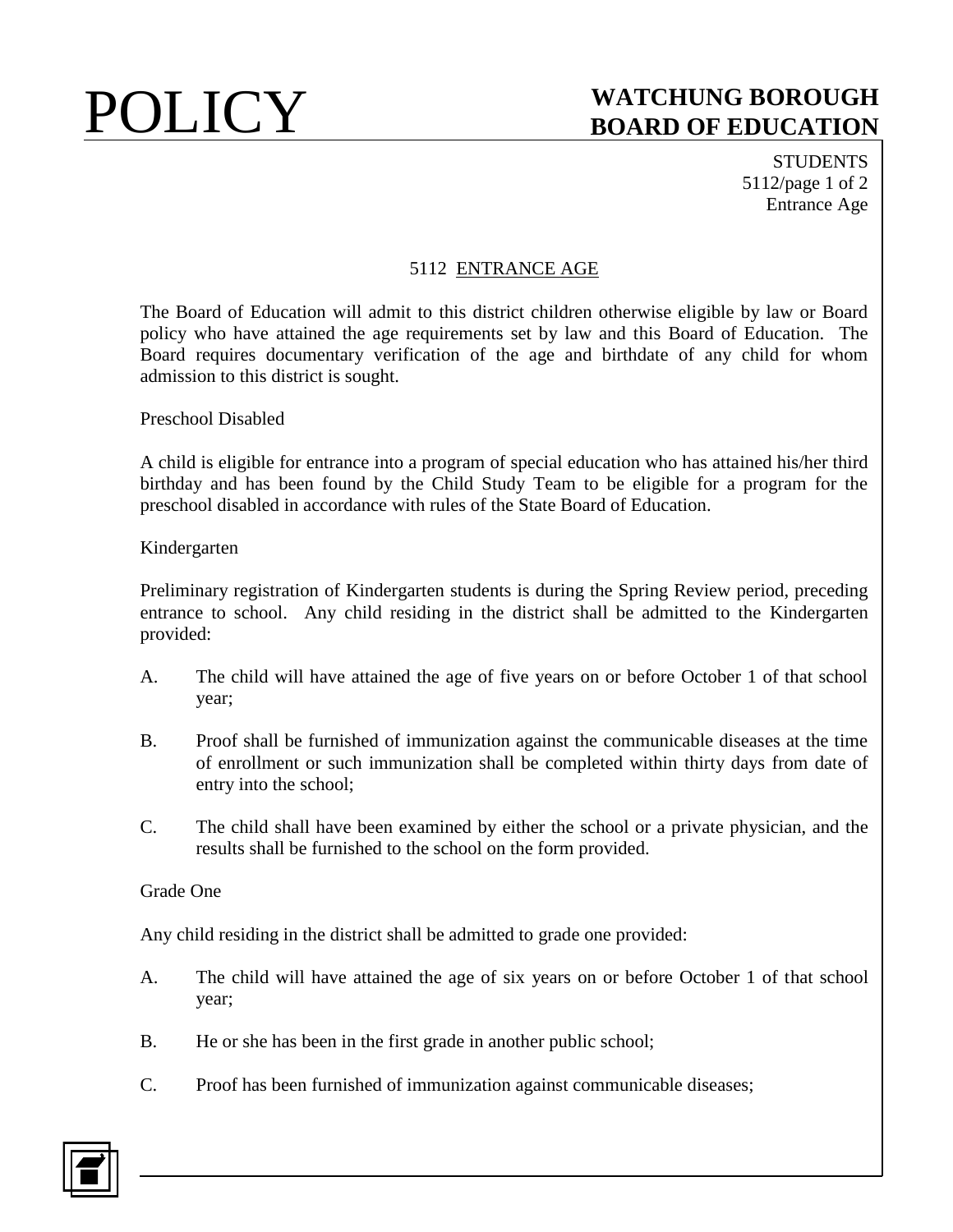# POLICY

## WATCHUNG BOROUGH BOARD OF EDUCATION

STUDENTS
5112
Entrance Age

### 5112 ENTRANCE AGE

The Board of Education will admit to this district children otherwise eligible by law or Board policy who have attained the age requirements set by law and this Board of Education. The Board requires documentary verification of the age and birthdate of any child for whom admission to this district is sought.

Preschool Disabled

A child is eligible for entrance into a program of special education who has attained his/her third birthday and has been found by the Child Study Team to be eligible for a program for the preschool disabled in accordance with rules of the State Board of Education.

Kindergarten

Preliminary registration of Kindergarten students is during the Spring Review period, preceding entrance to school. Any child residing in the district shall be admitted to the Kindergarten provided:

A. The child will have attained the age of five years on or before October 1 of that school year;

B. Proof shall be furnished of immunization against the communicable diseases at the time of enrollment or such immunization shall be completed within thirty days from date of entry into the school;

C. The child shall have been examined by either the school or a private physician, and the results shall be furnished to the school on the form provided.

Grade One

Any child residing in the district shall be admitted to grade one provided:

A. The child will have attained the age of six years on or before October 1 of that school year;

B. He or she has been in the first grade in another public school;

C. Proof has been furnished of immunization against communicable diseases;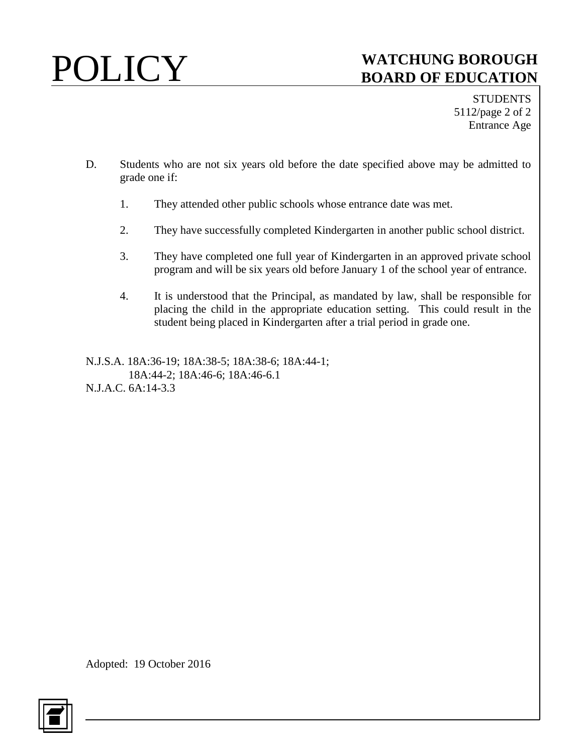D. Students who are not six years old before the date specified above may be admitted to grade one if:

   1. They attended other public schools whose entrance date was met.

   2. They have successfully completed Kindergarten in another public school district.

   3. They have completed one full year of Kindergarten in an approved private school program and will be six years old before January 1 of the school year of entrance.

   4. It is understood that the Principal, as mandated by law, shall be responsible for placing the child in the appropriate education setting. This could result in the student being placed in Kindergarten after a trial period in grade one.

N.J.S.A. 18A:36-19; 18A:38-5; 18A:38-6; 18A:44-1;
18A:44-2; 18A:46-6; 18A:46-6.1
N.J.A.C. 6A:14-3.3

Adopted: 19 October 2016